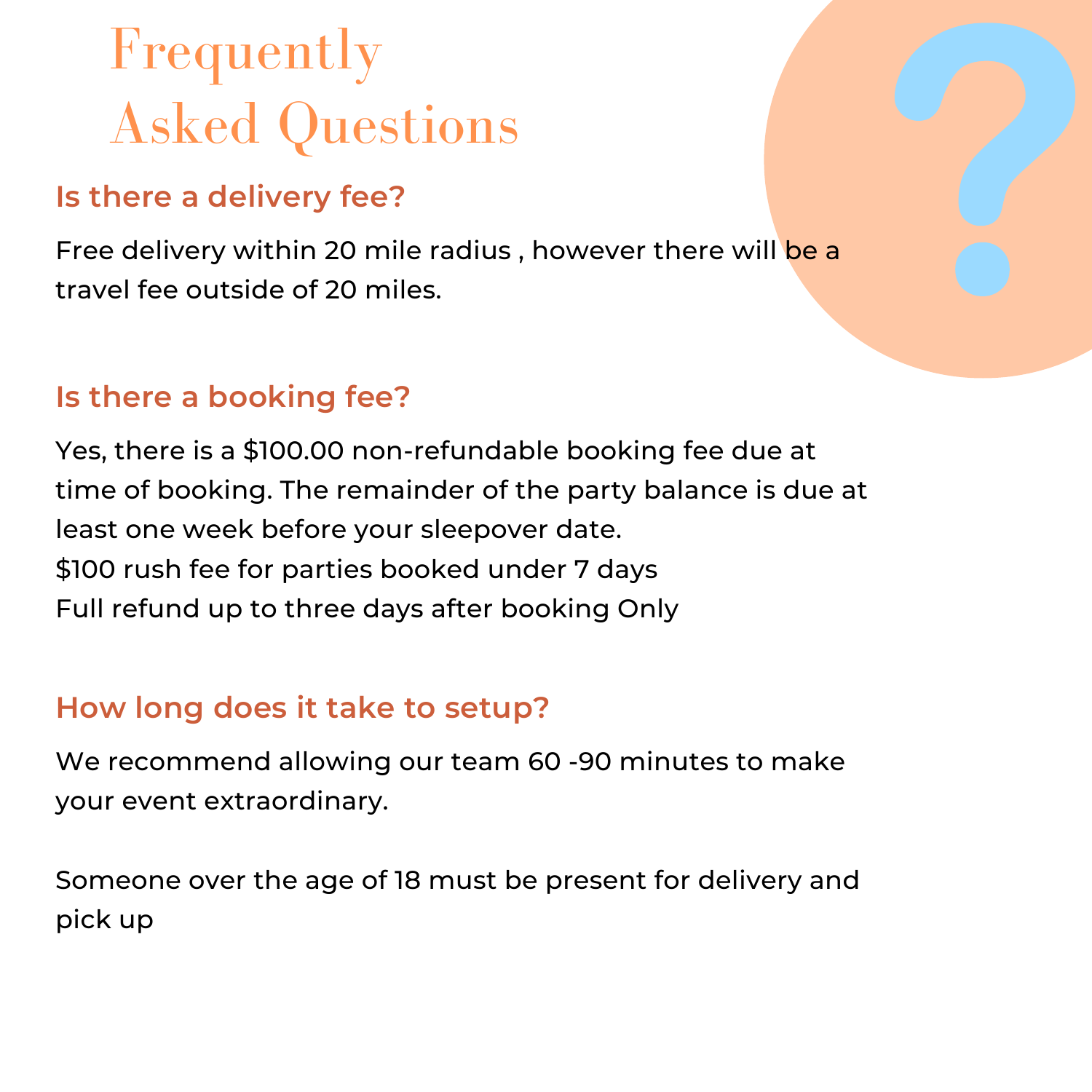# Frequently Asked Questions

## Is there a delivery fee?

Free delivery within 20 mile radius , however there will be a travel fee outside of 20 miles.

## Is there a booking fee?

Yes, there is a $100.00 non-refundable booking fee due at time of booking. The remainder of the party balance is due at least one week before your sleepover date.
$100 rush fee for parties booked under 7 days
Full refund up to three days after booking Only

## How long does it take to setup?

We recommend allowing our team 60 -90 minutes to make your event extraordinary.

Someone over the age of 18 must be present for delivery and pick up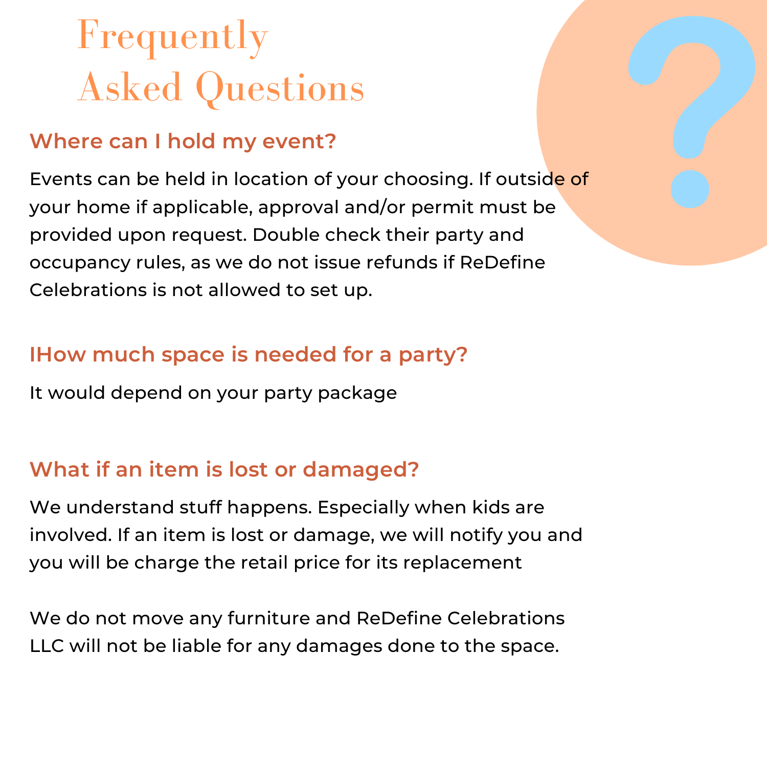# Frequently Asked Questions

## Where can I hold my event?

Events can be held in location of your choosing. If outside of your home if applicable, approval and/or permit must be provided upon request. Double check their party and occupancy rules, as we do not issue refunds if ReDefine Celebrations is not allowed to set up.

## IHow much space is needed for a party?

It would depend on your party package

## What if an item is lost or damaged?

We understand stuff happens. Especially when kids are involved. If an item is lost or damage, we will notify you and you will be charge the retail price for its replacement

We do not move any furniture and ReDefine Celebrations LLC will not be liable for any damages done to the space.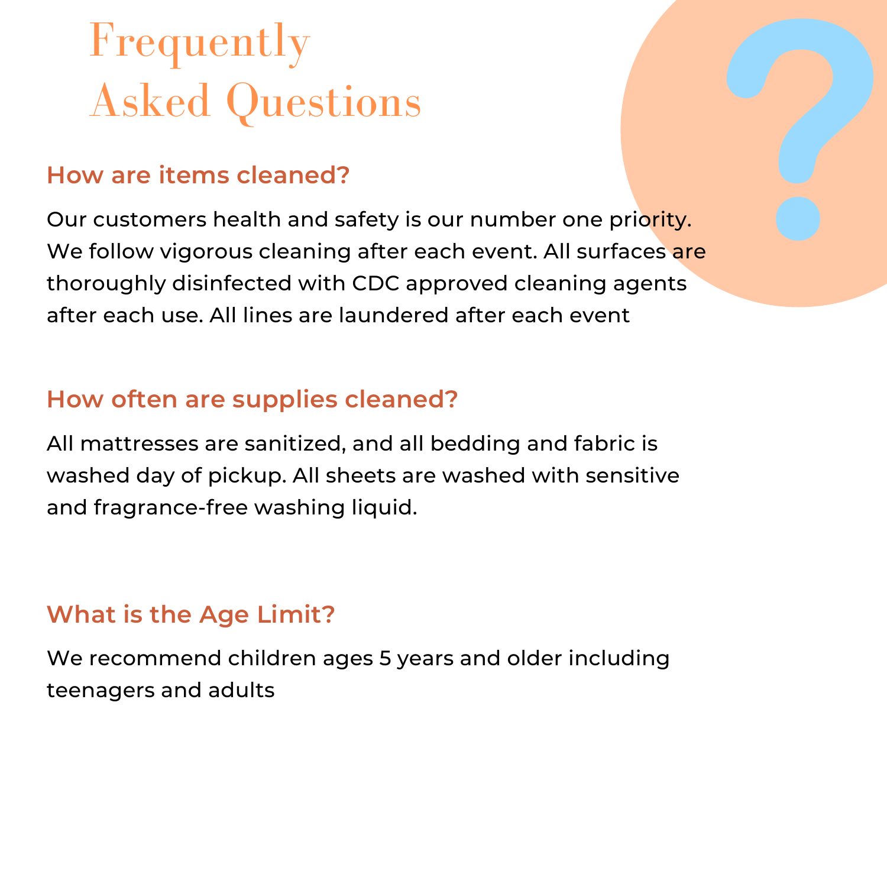# Frequently Asked Questions

## How are items cleaned?

Our customers health and safety is our number one priority. We follow vigorous cleaning after each event. All surfaces are thoroughly disinfected with CDC approved cleaning agents after each use. All lines are laundered after each event

## How often are supplies cleaned?

All mattresses are sanitized, and all bedding and fabric is washed day of pickup. All sheets are washed with sensitive and fragrance-free washing liquid.

## What is the Age Limit?

We recommend children ages 5 years and older including teenagers and adults